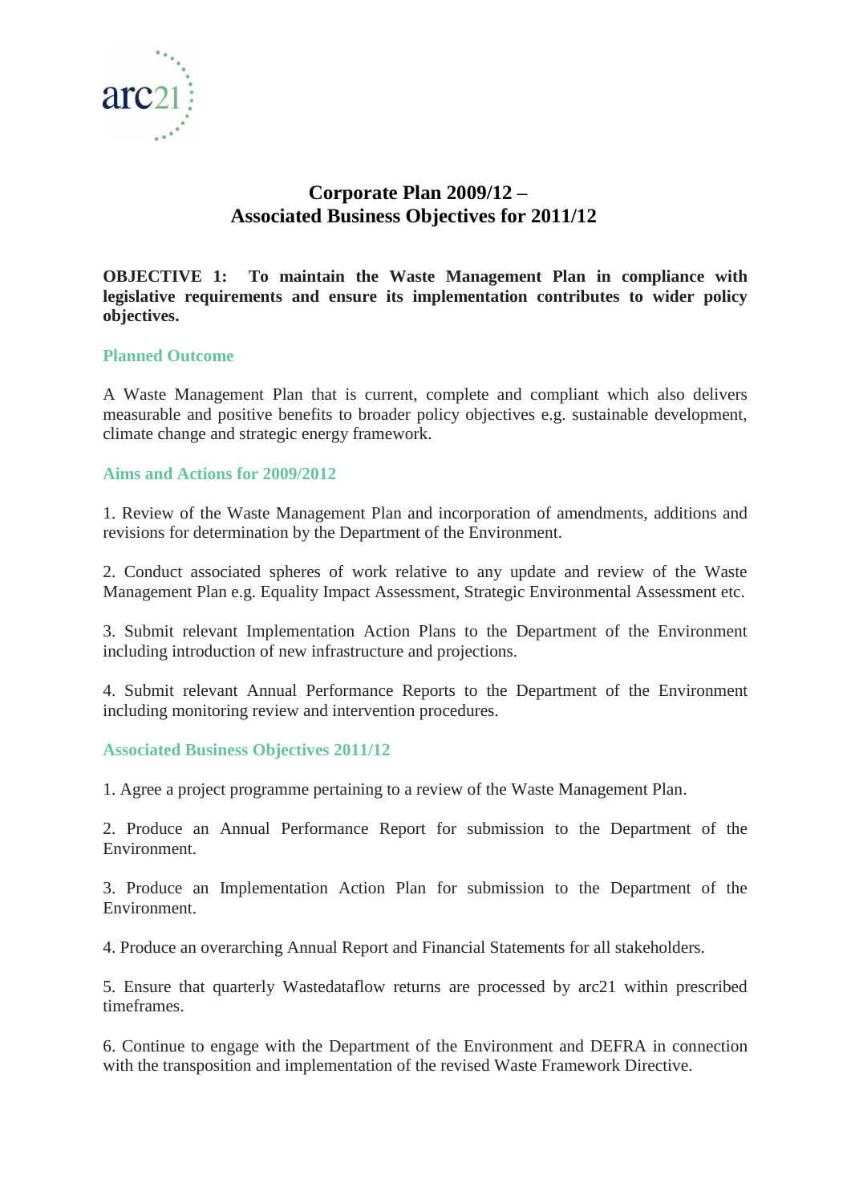arc21

# Corporate Plan 2009/12 – Associated Business Objectives for 2011/12

**OBJECTIVE 1: To maintain the Waste Management Plan in compliance with legislative requirements and ensure its implementation contributes to wider policy objectives.**

### Planned Outcome

A Waste Management Plan that is current, complete and compliant which also delivers measurable and positive benefits to broader policy objectives e.g. sustainable development, climate change and strategic energy framework.

### Aims and Actions for 2009/2012

1. Review of the Waste Management Plan and incorporation of amendments, additions and revisions for determination by the Department of the Environment.

2. Conduct associated spheres of work relative to any update and review of the Waste Management Plan e.g. Equality Impact Assessment, Strategic Environmental Assessment etc.

3. Submit relevant Implementation Action Plans to the Department of the Environment including introduction of new infrastructure and projections.

4. Submit relevant Annual Performance Reports to the Department of the Environment including monitoring review and intervention procedures.

### Associated Business Objectives 2011/12

1. Agree a project programme pertaining to a review of the Waste Management Plan.

2. Produce an Annual Performance Report for submission to the Department of the Environment.

3. Produce an Implementation Action Plan for submission to the Department of the Environment.

4. Produce an overarching Annual Report and Financial Statements for all stakeholders.

5. Ensure that quarterly Wastedataflow returns are processed by arc21 within prescribed timeframes.

6. Continue to engage with the Department of the Environment and DEFRA in connection with the transposition and implementation of the revised Waste Framework Directive.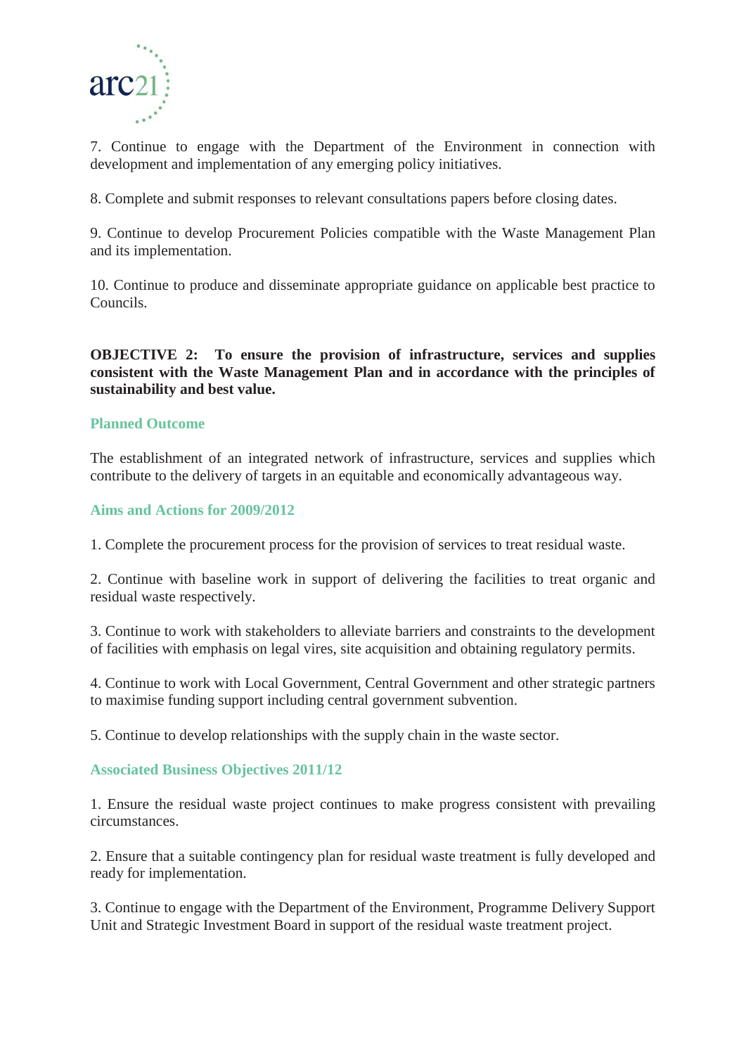7. Continue to engage with the Department of the Environment in connection with development and implementation of any emerging policy initiatives.

8. Complete and submit responses to relevant consultations papers before closing dates.

9. Continue to develop Procurement Policies compatible with the Waste Management Plan and its implementation.

10. Continue to produce and disseminate appropriate guidance on applicable best practice to Councils.

**OBJECTIVE 2: To ensure the provision of infrastructure, services and supplies consistent with the Waste Management Plan and in accordance with the principles of sustainability and best value.**

### Planned Outcome

The establishment of an integrated network of infrastructure, services and supplies which contribute to the delivery of targets in an equitable and economically advantageous way.

### Aims and Actions for 2009/2012

1. Complete the procurement process for the provision of services to treat residual waste.

2. Continue with baseline work in support of delivering the facilities to treat organic and residual waste respectively.

3. Continue to work with stakeholders to alleviate barriers and constraints to the development of facilities with emphasis on legal vires, site acquisition and obtaining regulatory permits.

4. Continue to work with Local Government, Central Government and other strategic partners to maximise funding support including central government subvention.

5. Continue to develop relationships with the supply chain in the waste sector.

### Associated Business Objectives 2011/12

1. Ensure the residual waste project continues to make progress consistent with prevailing circumstances.

2. Ensure that a suitable contingency plan for residual waste treatment is fully developed and ready for implementation.

3. Continue to engage with the Department of the Environment, Programme Delivery Support Unit and Strategic Investment Board in support of the residual waste treatment project.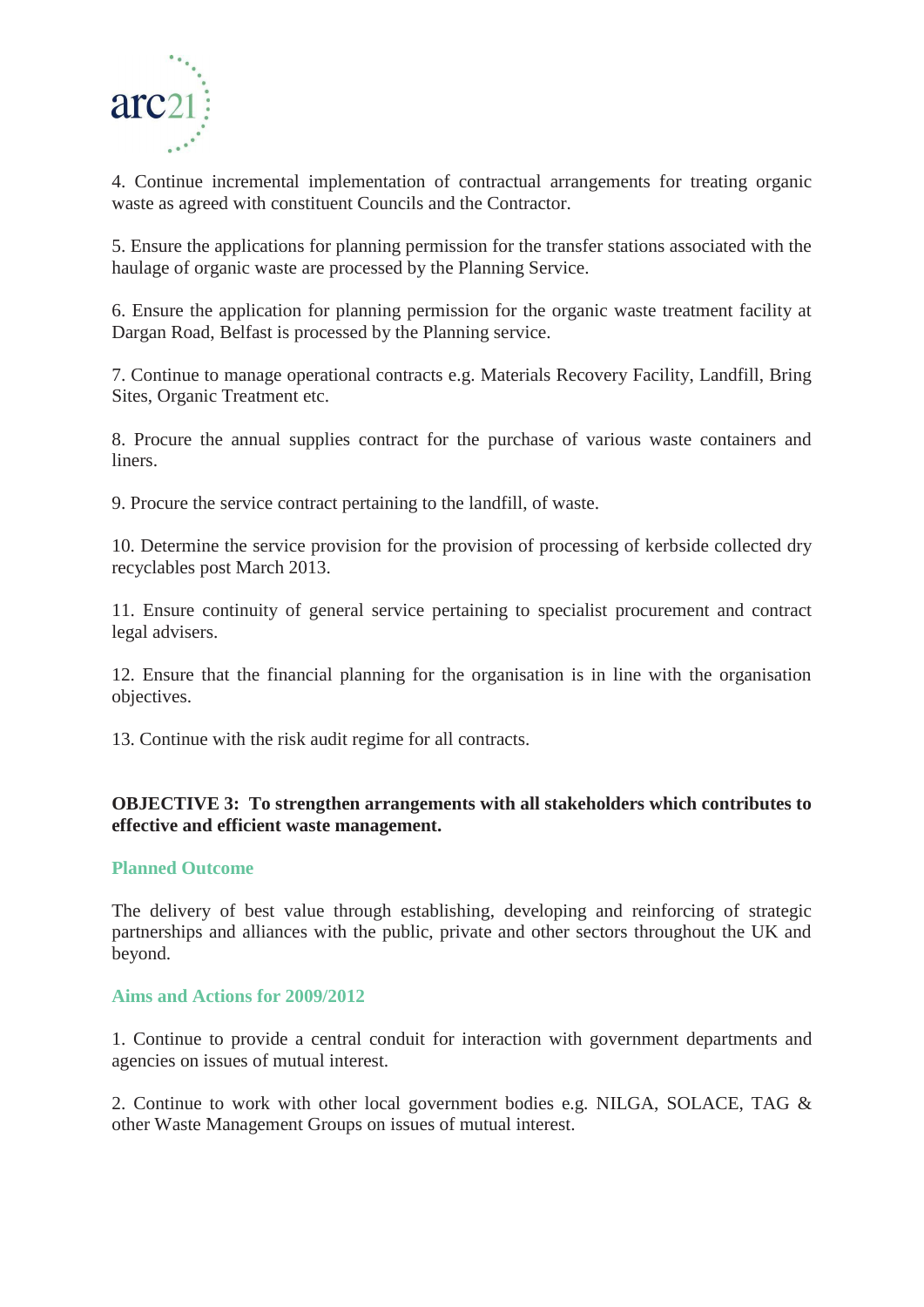4. Continue incremental implementation of contractual arrangements for treating organic waste as agreed with constituent Councils and the Contractor.

5. Ensure the applications for planning permission for the transfer stations associated with the haulage of organic waste are processed by the Planning Service.

6. Ensure the application for planning permission for the organic waste treatment facility at Dargan Road, Belfast is processed by the Planning service.

7. Continue to manage operational contracts e.g. Materials Recovery Facility, Landfill, Bring Sites, Organic Treatment etc.

8. Procure the annual supplies contract for the purchase of various waste containers and liners.

9. Procure the service contract pertaining to the landfill, of waste.

10. Determine the service provision for the provision of processing of kerbside collected dry recyclables post March 2013.

11. Ensure continuity of general service pertaining to specialist procurement and contract legal advisers.

12. Ensure that the financial planning for the organisation is in line with the organisation objectives.

13. Continue with the risk audit regime for all contracts.

**OBJECTIVE 3: To strengthen arrangements with all stakeholders which contributes to effective and efficient waste management.**

### Planned Outcome

The delivery of best value through establishing, developing and reinforcing of strategic partnerships and alliances with the public, private and other sectors throughout the UK and beyond.

### Aims and Actions for 2009/2012

1. Continue to provide a central conduit for interaction with government departments and agencies on issues of mutual interest.

2. Continue to work with other local government bodies e.g. NILGA, SOLACE, TAG & other Waste Management Groups on issues of mutual interest.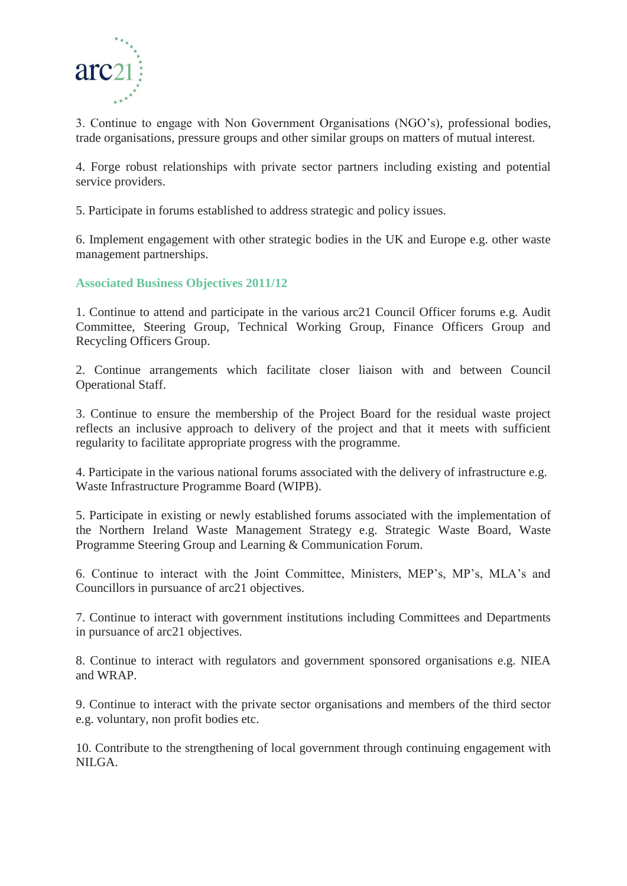3. Continue to engage with Non Government Organisations (NGO's), professional bodies, trade organisations, pressure groups and other similar groups on matters of mutual interest.

4. Forge robust relationships with private sector partners including existing and potential service providers.

5. Participate in forums established to address strategic and policy issues.

6. Implement engagement with other strategic bodies in the UK and Europe e.g. other waste management partnerships.

### Associated Business Objectives 2011/12

1. Continue to attend and participate in the various arc21 Council Officer forums e.g. Audit Committee, Steering Group, Technical Working Group, Finance Officers Group and Recycling Officers Group.

2. Continue arrangements which facilitate closer liaison with and between Council Operational Staff.

3. Continue to ensure the membership of the Project Board for the residual waste project reflects an inclusive approach to delivery of the project and that it meets with sufficient regularity to facilitate appropriate progress with the programme.

4. Participate in the various national forums associated with the delivery of infrastructure e.g. Waste Infrastructure Programme Board (WIPB).

5. Participate in existing or newly established forums associated with the implementation of the Northern Ireland Waste Management Strategy e.g. Strategic Waste Board, Waste Programme Steering Group and Learning & Communication Forum.

6. Continue to interact with the Joint Committee, Ministers, MEP's, MP's, MLA's and Councillors in pursuance of arc21 objectives.

7. Continue to interact with government institutions including Committees and Departments in pursuance of arc21 objectives.

8. Continue to interact with regulators and government sponsored organisations e.g. NIEA and WRAP.

9. Continue to interact with the private sector organisations and members of the third sector e.g. voluntary, non profit bodies etc.

10. Contribute to the strengthening of local government through continuing engagement with NILGA.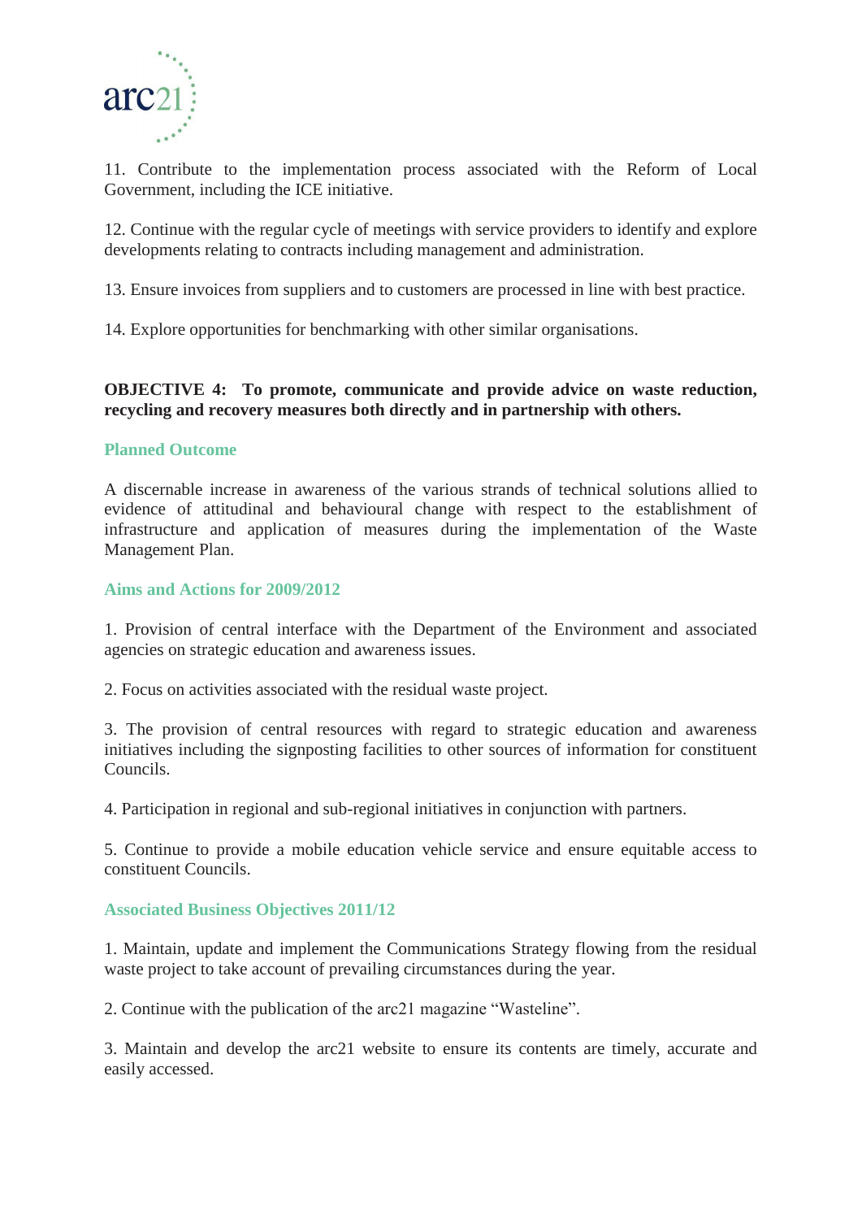11. Contribute to the implementation process associated with the Reform of Local Government, including the ICE initiative.

12. Continue with the regular cycle of meetings with service providers to identify and explore developments relating to contracts including management and administration.

13. Ensure invoices from suppliers and to customers are processed in line with best practice.

14. Explore opportunities for benchmarking with other similar organisations.

**OBJECTIVE 4: To promote, communicate and provide advice on waste reduction, recycling and recovery measures both directly and in partnership with others.**

### Planned Outcome

A discernable increase in awareness of the various strands of technical solutions allied to evidence of attitudinal and behavioural change with respect to the establishment of infrastructure and application of measures during the implementation of the Waste Management Plan.

### Aims and Actions for 2009/2012

1. Provision of central interface with the Department of the Environment and associated agencies on strategic education and awareness issues.

2. Focus on activities associated with the residual waste project.

3. The provision of central resources with regard to strategic education and awareness initiatives including the signposting facilities to other sources of information for constituent Councils.

4. Participation in regional and sub-regional initiatives in conjunction with partners.

5. Continue to provide a mobile education vehicle service and ensure equitable access to constituent Councils.

### Associated Business Objectives 2011/12

1. Maintain, update and implement the Communications Strategy flowing from the residual waste project to take account of prevailing circumstances during the year.

2. Continue with the publication of the arc21 magazine "Wasteline".

3. Maintain and develop the arc21 website to ensure its contents are timely, accurate and easily accessed.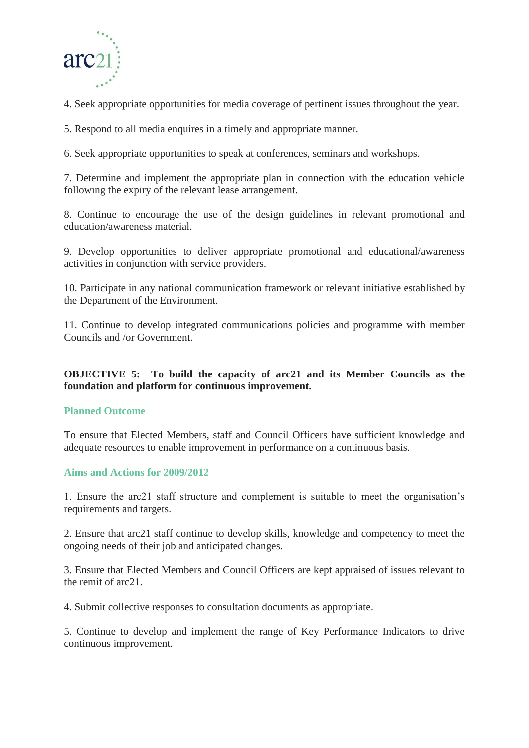4. Seek appropriate opportunities for media coverage of pertinent issues throughout the year.

5. Respond to all media enquires in a timely and appropriate manner.

6. Seek appropriate opportunities to speak at conferences, seminars and workshops.

7. Determine and implement the appropriate plan in connection with the education vehicle following the expiry of the relevant lease arrangement.

8. Continue to encourage the use of the design guidelines in relevant promotional and education/awareness material.

9. Develop opportunities to deliver appropriate promotional and educational/awareness activities in conjunction with service providers.

10. Participate in any national communication framework or relevant initiative established by the Department of the Environment.

11. Continue to develop integrated communications policies and programme with member Councils and /or Government.

**OBJECTIVE 5: To build the capacity of arc21 and its Member Councils as the foundation and platform for continuous improvement.**

### Planned Outcome

To ensure that Elected Members, staff and Council Officers have sufficient knowledge and adequate resources to enable improvement in performance on a continuous basis.

### Aims and Actions for 2009/2012

1. Ensure the arc21 staff structure and complement is suitable to meet the organisation's requirements and targets.

2. Ensure that arc21 staff continue to develop skills, knowledge and competency to meet the ongoing needs of their job and anticipated changes.

3. Ensure that Elected Members and Council Officers are kept appraised of issues relevant to the remit of arc21.

4. Submit collective responses to consultation documents as appropriate.

5. Continue to develop and implement the range of Key Performance Indicators to drive continuous improvement.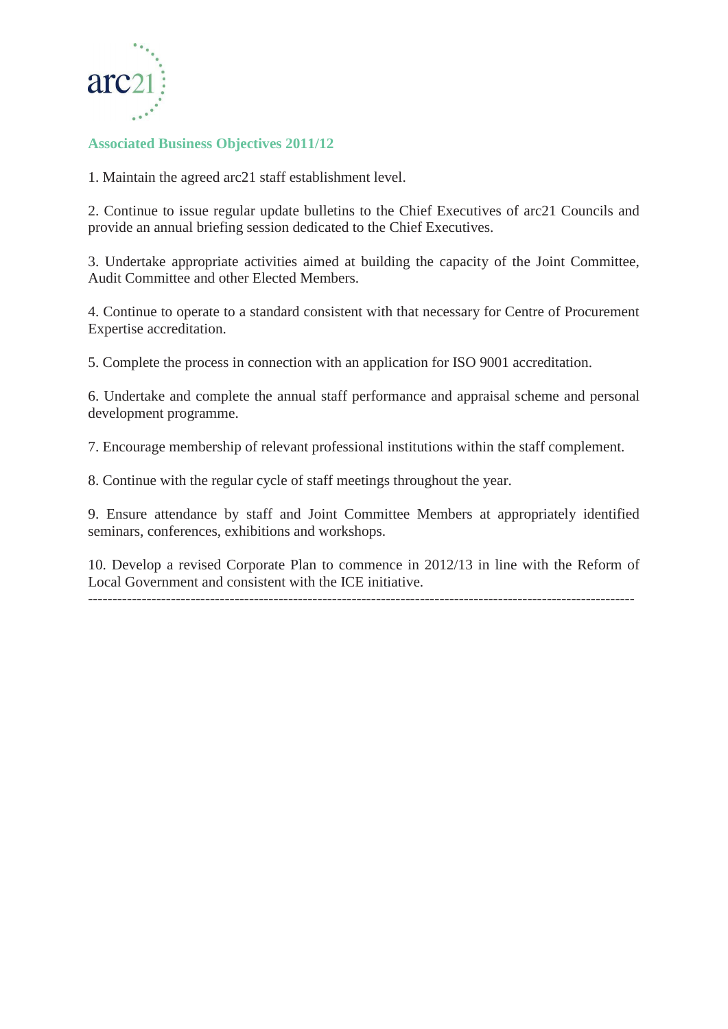arc21

## Associated Business Objectives 2011/12

1. Maintain the agreed arc21 staff establishment level.

2. Continue to issue regular update bulletins to the Chief Executives of arc21 Councils and provide an annual briefing session dedicated to the Chief Executives.

3. Undertake appropriate activities aimed at building the capacity of the Joint Committee, Audit Committee and other Elected Members.

4. Continue to operate to a standard consistent with that necessary for Centre of Procurement Expertise accreditation.

5. Complete the process in connection with an application for ISO 9001 accreditation.

6. Undertake and complete the annual staff performance and appraisal scheme and personal development programme.

7. Encourage membership of relevant professional institutions within the staff complement.

8. Continue with the regular cycle of staff meetings throughout the year.

9. Ensure attendance by staff and Joint Committee Members at appropriately identified seminars, conferences, exhibitions and workshops.

10. Develop a revised Corporate Plan to commence in 2012/13 in line with the Reform of Local Government and consistent with the ICE initiative.

---